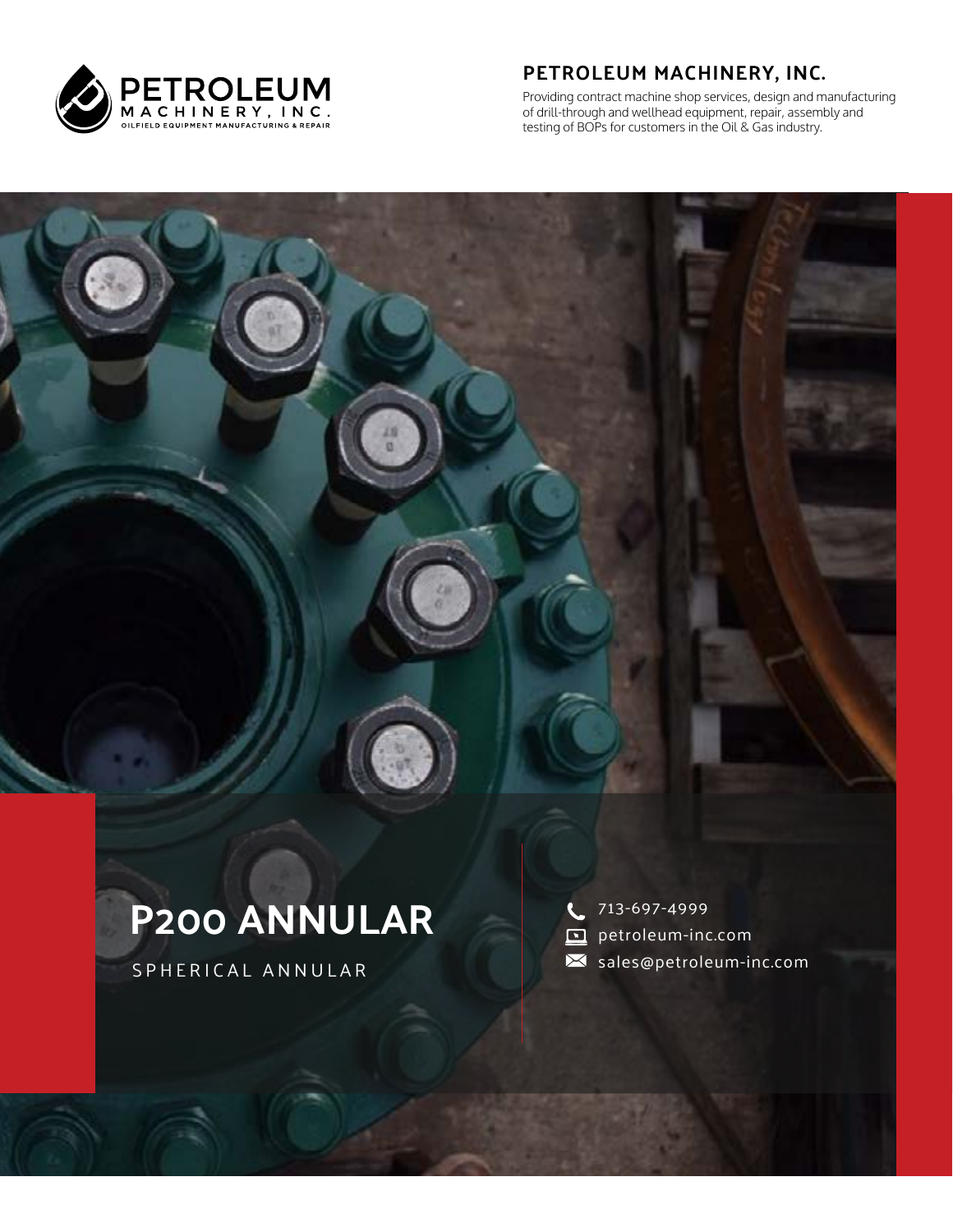PETROLEUM MACHINERY, INC.
OILFIELD EQUIPMENT MANUFACTURING & REPAIR

## PETROLEUM MACHINERY, INC.

Providing contract machine shop services, design and manufacturing of drill-through and wellhead equipment, repair, assembly and testing of BOPs for customers in the Oil & Gas industry.

# P200 ANNULAR

SPHERICAL ANNULAR

713-697-4999
petroleum-inc.com
sales@petroleum-inc.com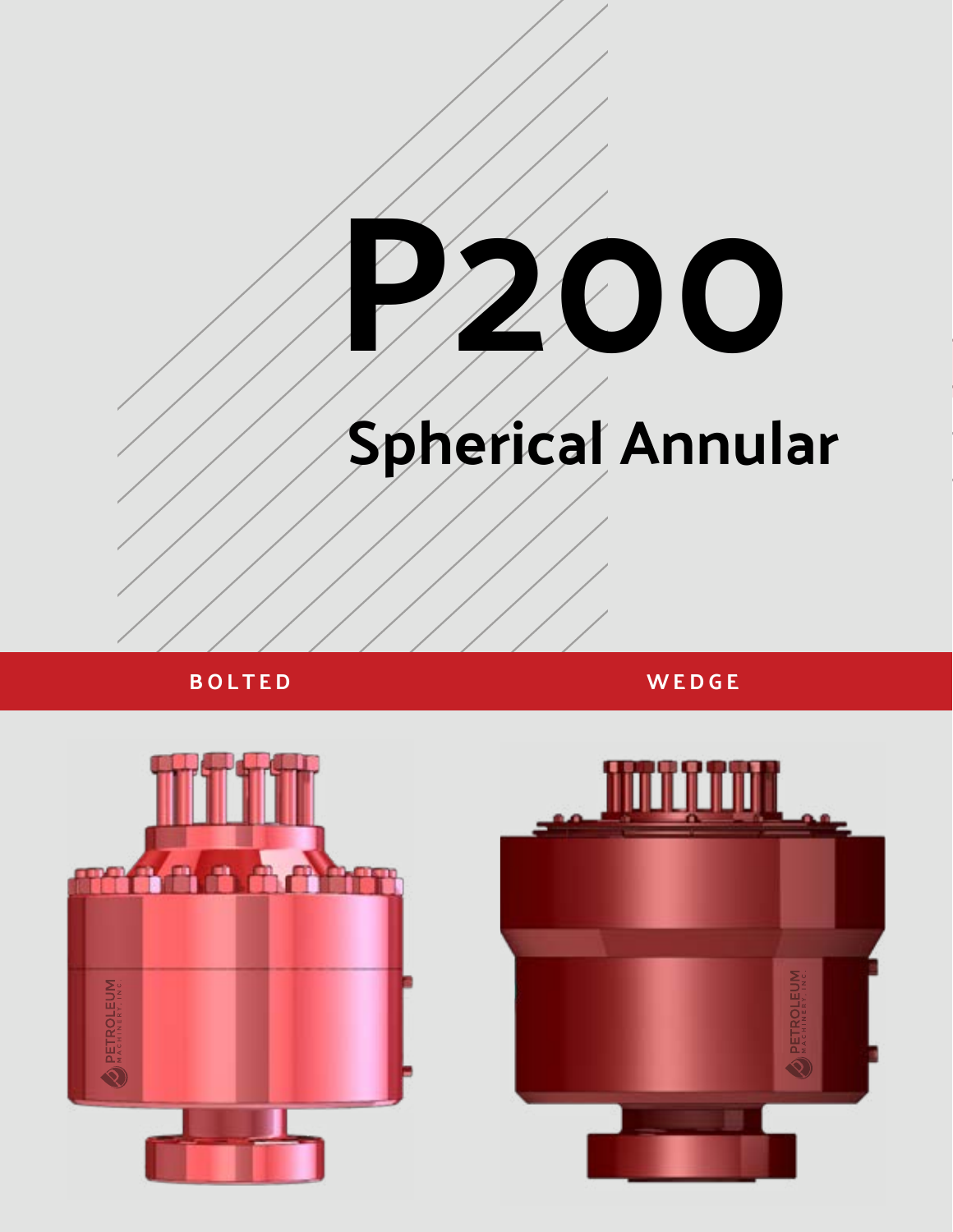# P200

## Spherical Annular

**BOLTED** **WEDGE**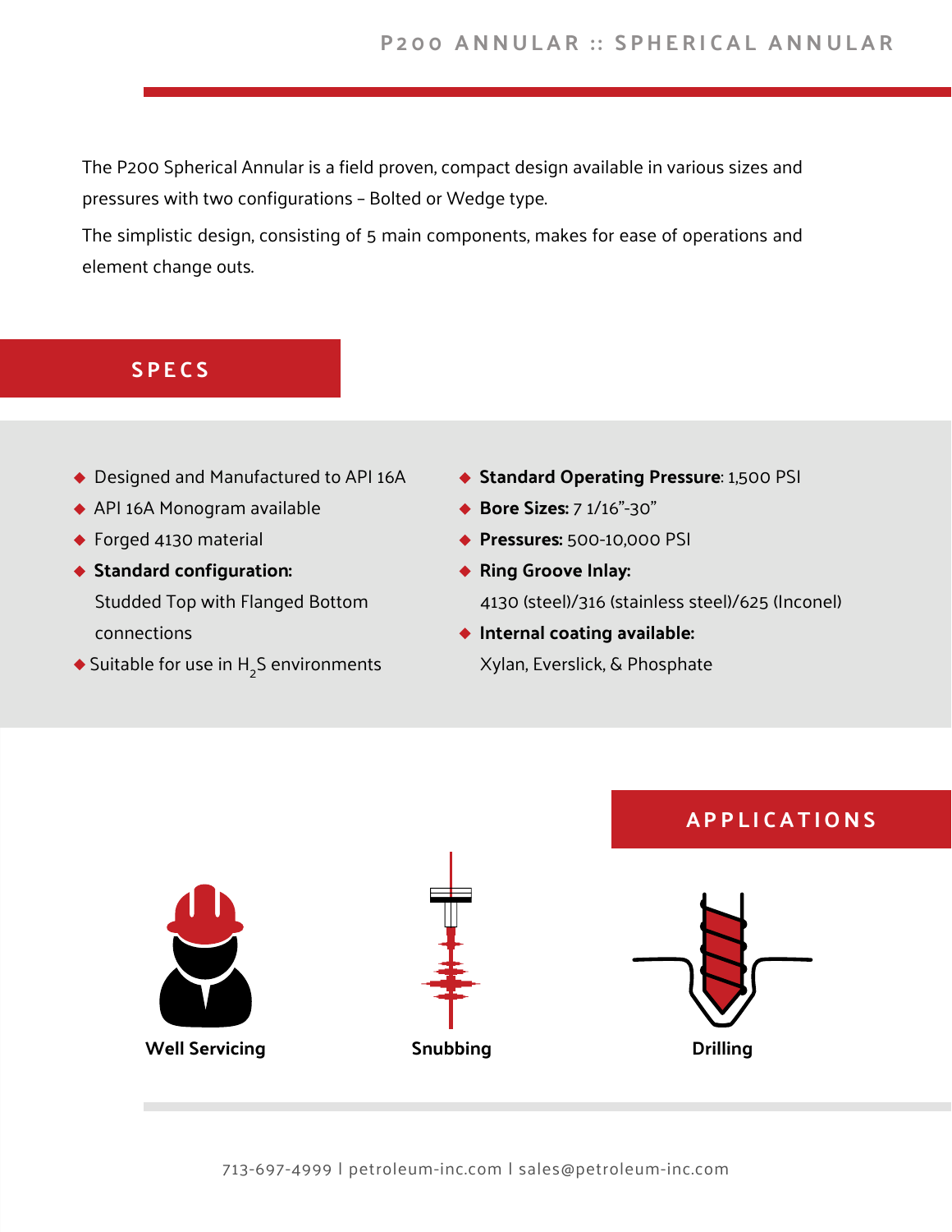# P200 ANNULAR :: SPHERICAL ANNULAR

The P200 Spherical Annular is a field proven, compact design available in various sizes and pressures with two configurations – Bolted or Wedge type.

The simplistic design, consisting of 5 main components, makes for ease of operations and element change outs.

## SPECS

- Designed and Manufactured to API 16A
- API 16A Monogram available
- Forged 4130 material
- **Standard configuration:** Studded Top with Flanged Bottom connections
- Suitable for use in $H_2S$ environments
- **Standard Operating Pressure**: 1,500 PSI
- **Bore Sizes:** 7 1/16”-30”
- **Pressures:** 500-10,000 PSI
- **Ring Groove Inlay:** 4130 (steel)/316 (stainless steel)/625 (Inconel)
- **Internal coating available:** Xylan, Everslick, & Phosphate

## APPLICATIONS

**Well Servicing**

**Snubbing**

**Drilling**

713-697-4999 | petroleum-inc.com | sales@petroleum-inc.com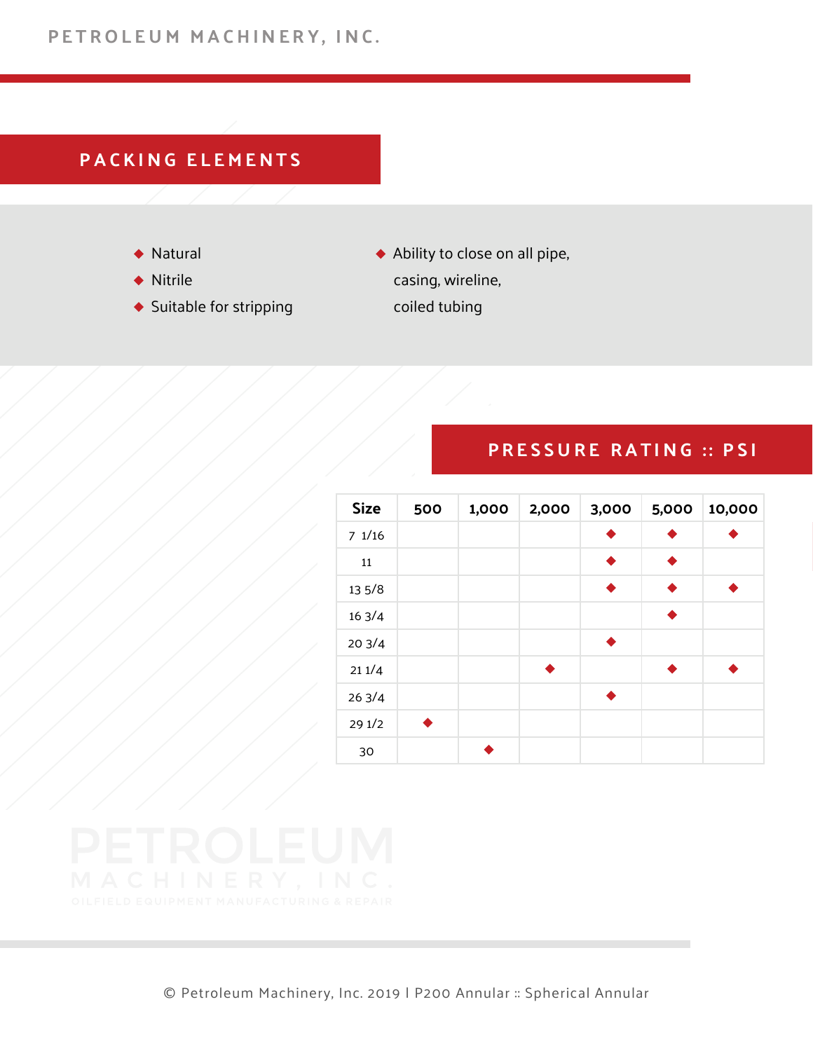## PACKING ELEMENTS

- Natural
- Nitrile
- Suitable for stripping
- Ability to close on all pipe, casing, wireline, coiled tubing

## PRESSURE RATING :: PSI

| Size | 500 | 1,000 | 2,000 | 3,000 | 5,000 | 10,000 |
|---|---|---|---|---|---|---|
| 7 1/16 | | | | ◆ | ◆ | ◆ |
| 11 | | | | ◆ | ◆ | |
| 13 5/8 | | | | ◆ | ◆ | ◆ |
| 16 3/4 | | | | | ◆ | |
| 20 3/4 | | | | ◆ | | |
| 21 1/4 | | | ◆ | | ◆ | ◆ |
| 26 3/4 | | | | ◆ | | |
| 29 1/2 | ◆ | | | | | |
| 30 | | ◆ | | | | |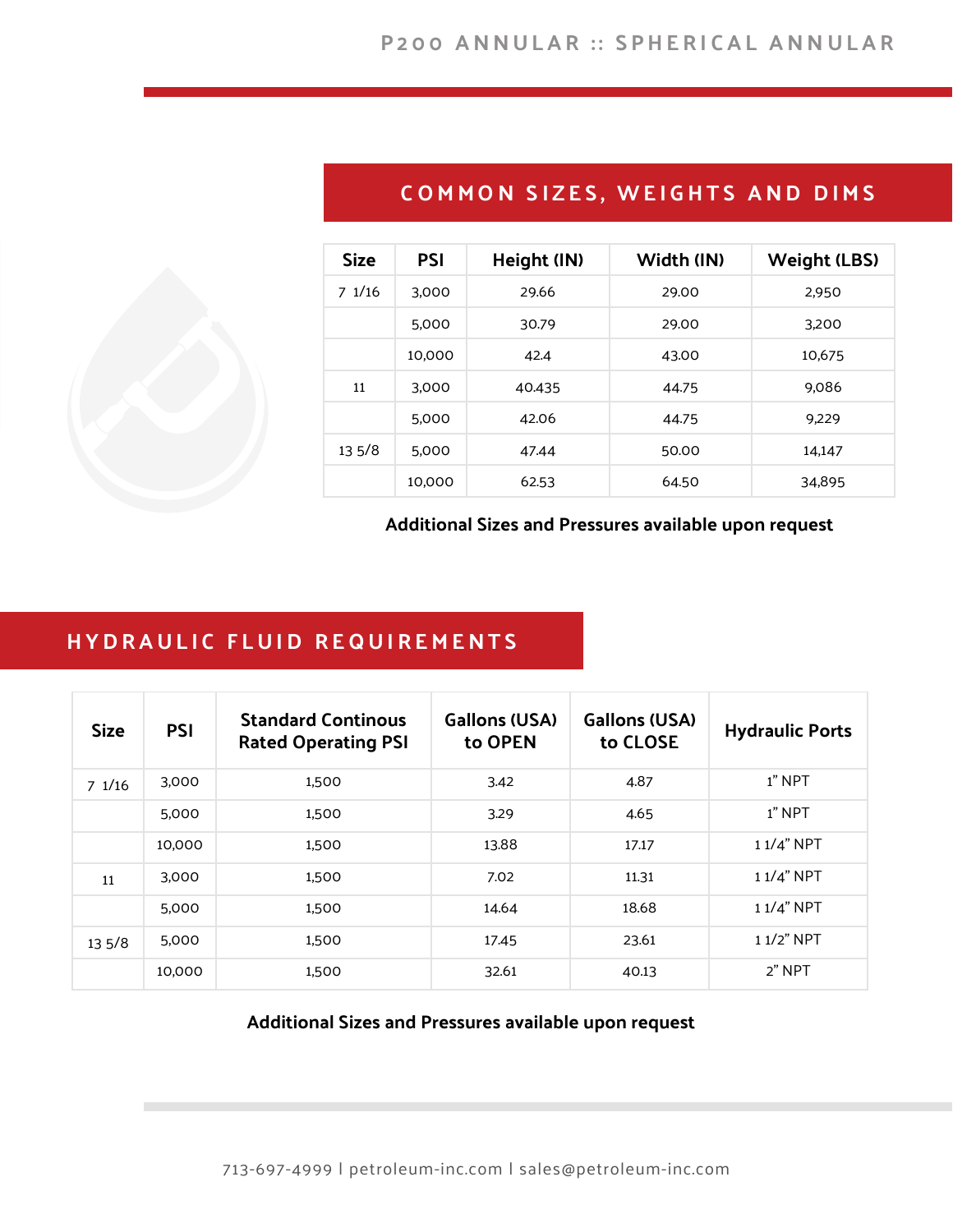## COMMON SIZES, WEIGHTS AND DIMS

| Size | PSI | Height (IN) | Width (IN) | Weight (LBS) |
|---|---|---|---|---|
| 7 1/16 | 3,000 | 29.66 | 29.00 | 2,950 |
| | 5,000 | 30.79 | 29.00 | 3,200 |
| | 10,000 | 42.4 | 43.00 | 10,675 |
| 11 | 3,000 | 40.435 | 44.75 | 9,086 |
| | 5,000 | 42.06 | 44.75 | 9,229 |
| 13 5/8 | 5,000 | 47.44 | 50.00 | 14,147 |
| | 10,000 | 62.53 | 64.50 | 34,895 |

**Additional Sizes and Pressures available upon request**

## HYDRAULIC FLUID REQUIREMENTS

| Size | PSI | Standard Continous Rated Operating PSI | Gallons (USA) to OPEN | Gallons (USA) to CLOSE | Hydraulic Ports |
|---|---|---|---|---|---|
| 7 1/16 | 3,000 | 1,500 | 3.42 | 4.87 | 1" NPT |
| | 5,000 | 1,500 | 3.29 | 4.65 | 1" NPT |
| | 10,000 | 1,500 | 13.88 | 17.17 | 1 1/4" NPT |
| 11 | 3,000 | 1,500 | 7.02 | 11.31 | 1 1/4" NPT |
| | 5,000 | 1,500 | 14.64 | 18.68 | 1 1/4" NPT |
| 13 5/8 | 5,000 | 1,500 | 17.45 | 23.61 | 1 1/2" NPT |
| | 10,000 | 1,500 | 32.61 | 40.13 | 2" NPT |

**Additional Sizes and Pressures available upon request**